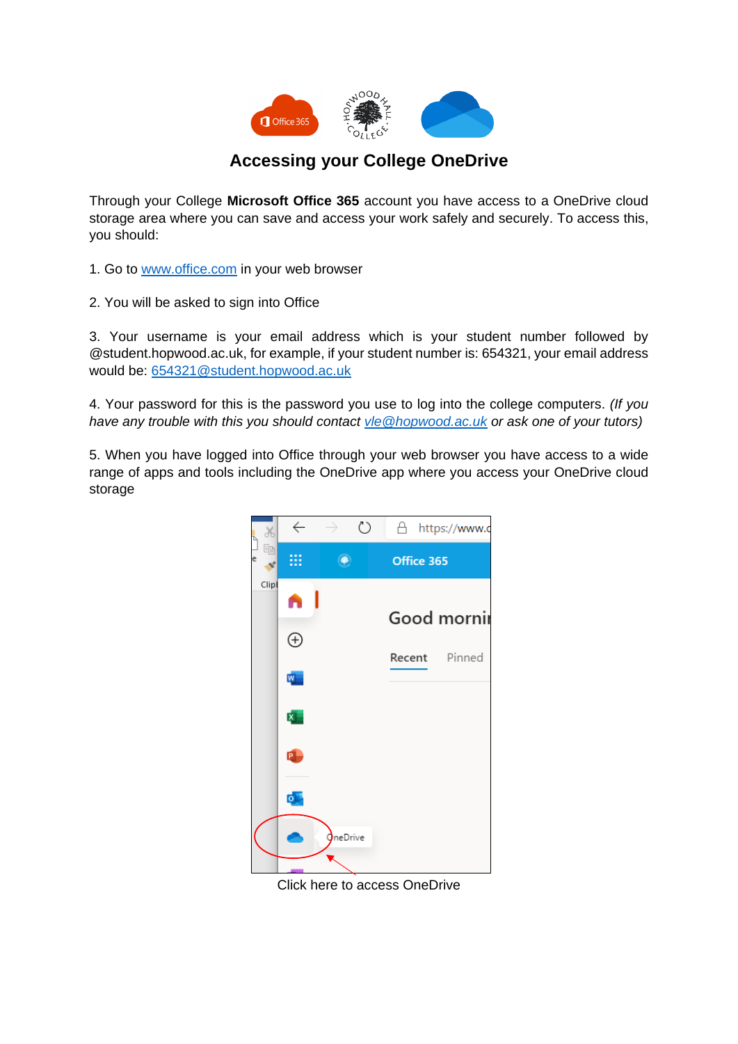# Accessing your College OneDrive

Through your College **Microsoft Office 365** account you have access to a OneDrive cloud storage area where you can save and access your work safely and securely. To access this, you should:

1. Go to [www.office.com](http://www.office.com) in your web browser

2. You will be asked to sign into Office

3. Your username is your email address which is your student number followed by @student.hopwood.ac.uk, for example, if your student number is: 654321, your email address would be: [654321@student.hopwood.ac.uk](mailto:654321@student.hopwood.ac.uk)

4. Your password for this is the password you use to log into the college computers. *(If you have any trouble with this you should contact [vle@hopwood.ac.uk](mailto:vle@hopwood.ac.uk) or ask one of your tutors)*

5. When you have logged into Office through your web browser you have access to a wide range of apps and tools including the OneDrive app where you access your OneDrive cloud storage

Click here to access OneDrive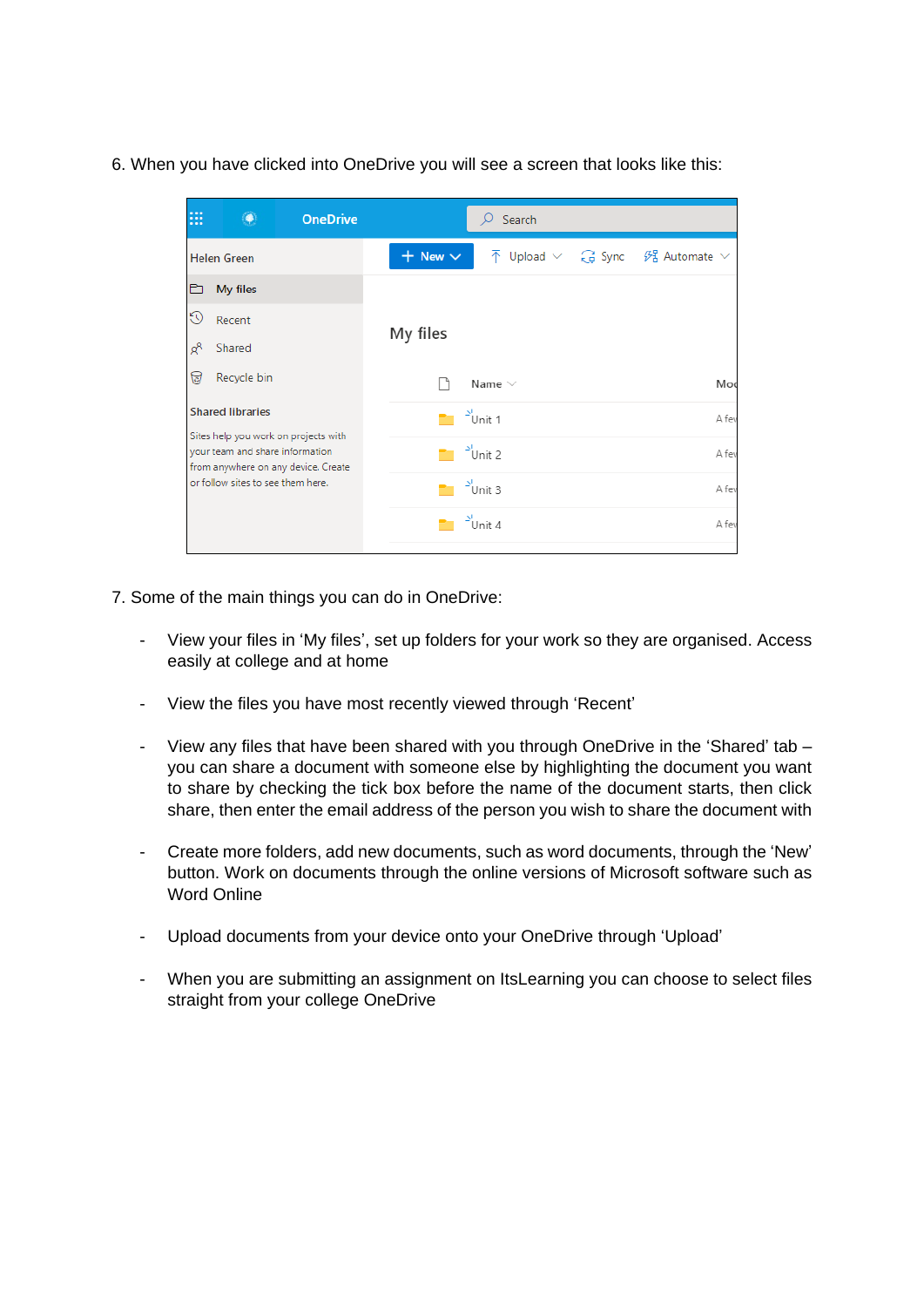6. When you have clicked into OneDrive you will see a screen that looks like this:

7. Some of the main things you can do in OneDrive:

- View your files in 'My files', set up folders for your work so they are organised. Access easily at college and at home
- View the files you have most recently viewed through 'Recent'
- View any files that have been shared with you through OneDrive in the 'Shared' tab – you can share a document with someone else by highlighting the document you want to share by checking the tick box before the name of the document starts, then click share, then enter the email address of the person you wish to share the document with
- Create more folders, add new documents, such as word documents, through the 'New' button. Work on documents through the online versions of Microsoft software such as Word Online
- Upload documents from your device onto your OneDrive through 'Upload'
- When you are submitting an assignment on ItsLearning you can choose to select files straight from your college OneDrive